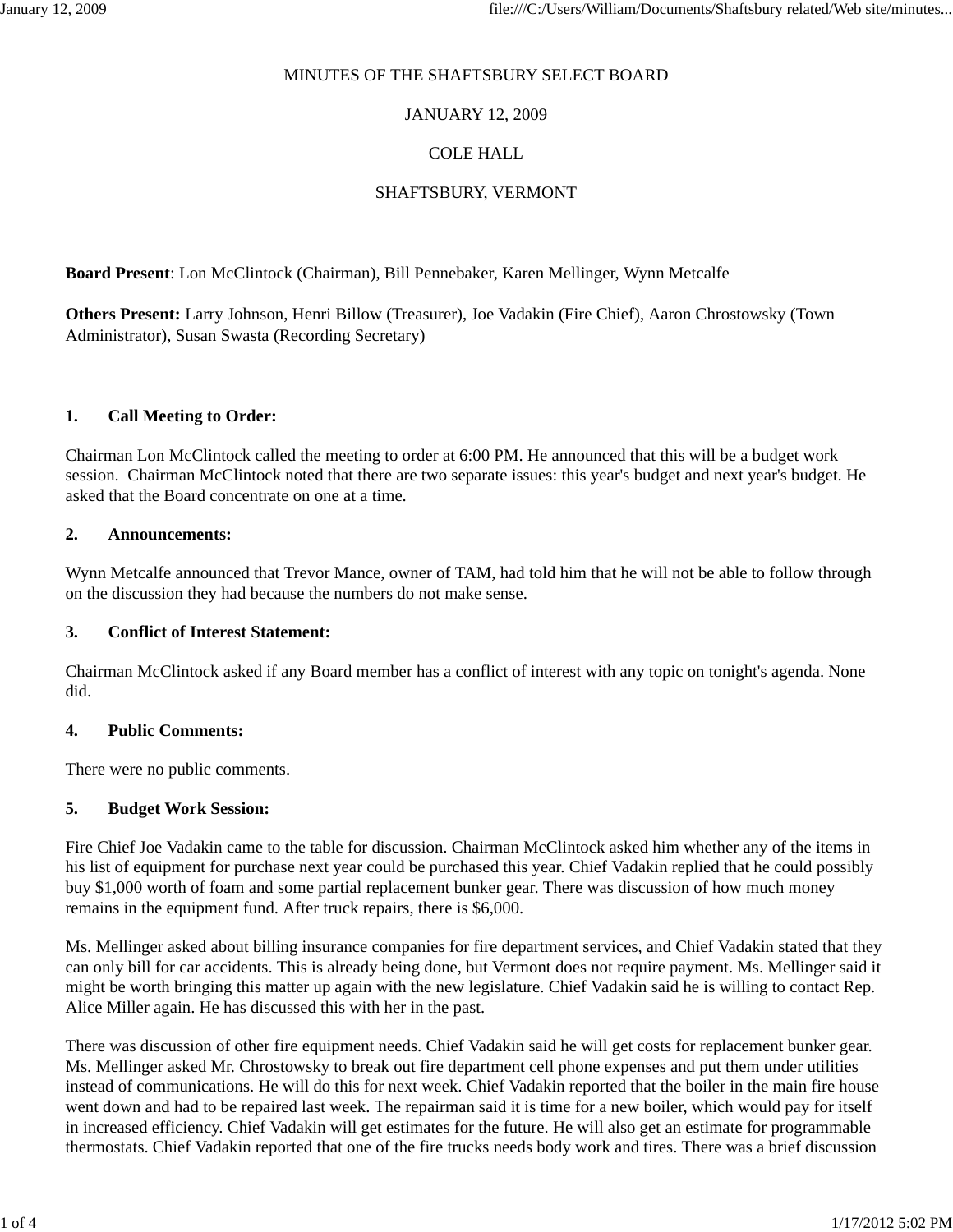# MINUTES OF THE SHAFTSBURY SELECT BOARD

JANUARY 12, 2009

COLE HALL

SHAFTSBURY, VERMONT

**Board Present**: Lon McClintock (Chairman), Bill Pennebaker, Karen Mellinger, Wynn Metcalfe

**Others Present:** Larry Johnson, Henri Billow (Treasurer), Joe Vadakin (Fire Chief), Aaron Chrostowsky (Town Administrator), Susan Swasta (Recording Secretary)

## 1. Call Meeting to Order:

Chairman Lon McClintock called the meeting to order at 6:00 PM. He announced that this will be a budget work session. Chairman McClintock noted that there are two separate issues: this year's budget and next year's budget. He asked that the Board concentrate on one at a time.

## 2. Announcements:

Wynn Metcalfe announced that Trevor Mance, owner of TAM, had told him that he will not be able to follow through on the discussion they had because the numbers do not make sense.

## 3. Conflict of Interest Statement:

Chairman McClintock asked if any Board member has a conflict of interest with any topic on tonight's agenda. None did.

## 4. Public Comments:

There were no public comments.

## 5. Budget Work Session:

Fire Chief Joe Vadakin came to the table for discussion. Chairman McClintock asked him whether any of the items in his list of equipment for purchase next year could be purchased this year. Chief Vadakin replied that he could possibly buy $1,000 worth of foam and some partial replacement bunker gear. There was discussion of how much money remains in the equipment fund. After truck repairs, there is $6,000.

Ms. Mellinger asked about billing insurance companies for fire department services, and Chief Vadakin stated that they can only bill for car accidents. This is already being done, but Vermont does not require payment. Ms. Mellinger said it might be worth bringing this matter up again with the new legislature. Chief Vadakin said he is willing to contact Rep. Alice Miller again. He has discussed this with her in the past.

There was discussion of other fire equipment needs. Chief Vadakin said he will get costs for replacement bunker gear. Ms. Mellinger asked Mr. Chrostowsky to break out fire department cell phone expenses and put them under utilities instead of communications. He will do this for next week. Chief Vadakin reported that the boiler in the main fire house went down and had to be repaired last week. The repairman said it is time for a new boiler, which would pay for itself in increased efficiency. Chief Vadakin will get estimates for the future. He will also get an estimate for programmable thermostats. Chief Vadakin reported that one of the fire trucks needs body work and tires. There was a brief discussion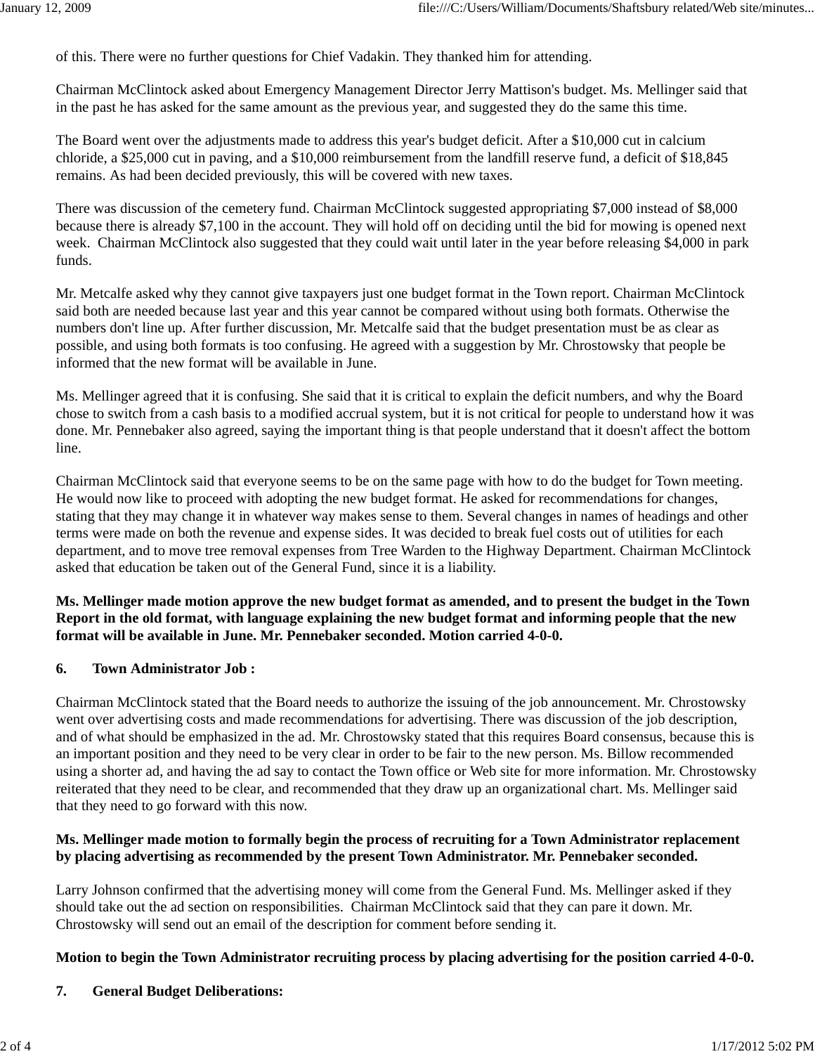of this. There were no further questions for Chief Vadakin. They thanked him for attending.

Chairman McClintock asked about Emergency Management Director Jerry Mattison's budget. Ms. Mellinger said that in the past he has asked for the same amount as the previous year, and suggested they do the same this time.

The Board went over the adjustments made to address this year's budget deficit. After a $10,000 cut in calcium chloride, a $25,000 cut in paving, and a $10,000 reimbursement from the landfill reserve fund, a deficit of $18,845 remains. As had been decided previously, this will be covered with new taxes.

There was discussion of the cemetery fund. Chairman McClintock suggested appropriating $7,000 instead of $8,000 because there is already $7,100 in the account. They will hold off on deciding until the bid for mowing is opened next week. Chairman McClintock also suggested that they could wait until later in the year before releasing $4,000 in park funds.

Mr. Metcalfe asked why they cannot give taxpayers just one budget format in the Town report. Chairman McClintock said both are needed because last year and this year cannot be compared without using both formats. Otherwise the numbers don't line up. After further discussion, Mr. Metcalfe said that the budget presentation must be as clear as possible, and using both formats is too confusing. He agreed with a suggestion by Mr. Chrostowsky that people be informed that the new format will be available in June.

Ms. Mellinger agreed that it is confusing. She said that it is critical to explain the deficit numbers, and why the Board chose to switch from a cash basis to a modified accrual system, but it is not critical for people to understand how it was done. Mr. Pennebaker also agreed, saying the important thing is that people understand that it doesn't affect the bottom line.

Chairman McClintock said that everyone seems to be on the same page with how to do the budget for Town meeting. He would now like to proceed with adopting the new budget format. He asked for recommendations for changes, stating that they may change it in whatever way makes sense to them. Several changes in names of headings and other terms were made on both the revenue and expense sides. It was decided to break fuel costs out of utilities for each department, and to move tree removal expenses from Tree Warden to the Highway Department. Chairman McClintock asked that education be taken out of the General Fund, since it is a liability.

**Ms. Mellinger made motion approve the new budget format as amended, and to present the budget in the Town Report in the old format, with language explaining the new budget format and informing people that the new format will be available in June. Mr. Pennebaker seconded. Motion carried 4-0-0.**

**6. Town Administrator Job :**

Chairman McClintock stated that the Board needs to authorize the issuing of the job announcement. Mr. Chrostowsky went over advertising costs and made recommendations for advertising. There was discussion of the job description, and of what should be emphasized in the ad. Mr. Chrostowsky stated that this requires Board consensus, because this is an important position and they need to be very clear in order to be fair to the new person. Ms. Billow recommended using a shorter ad, and having the ad say to contact the Town office or Web site for more information. Mr. Chrostowsky reiterated that they need to be clear, and recommended that they draw up an organizational chart. Ms. Mellinger said that they need to go forward with this now.

**Ms. Mellinger made motion to formally begin the process of recruiting for a Town Administrator replacement by placing advertising as recommended by the present Town Administrator. Mr. Pennebaker seconded.**

Larry Johnson confirmed that the advertising money will come from the General Fund. Ms. Mellinger asked if they should take out the ad section on responsibilities. Chairman McClintock said that they can pare it down. Mr. Chrostowsky will send out an email of the description for comment before sending it.

**Motion to begin the Town Administrator recruiting process by placing advertising for the position carried 4-0-0.**

**7. General Budget Deliberations:**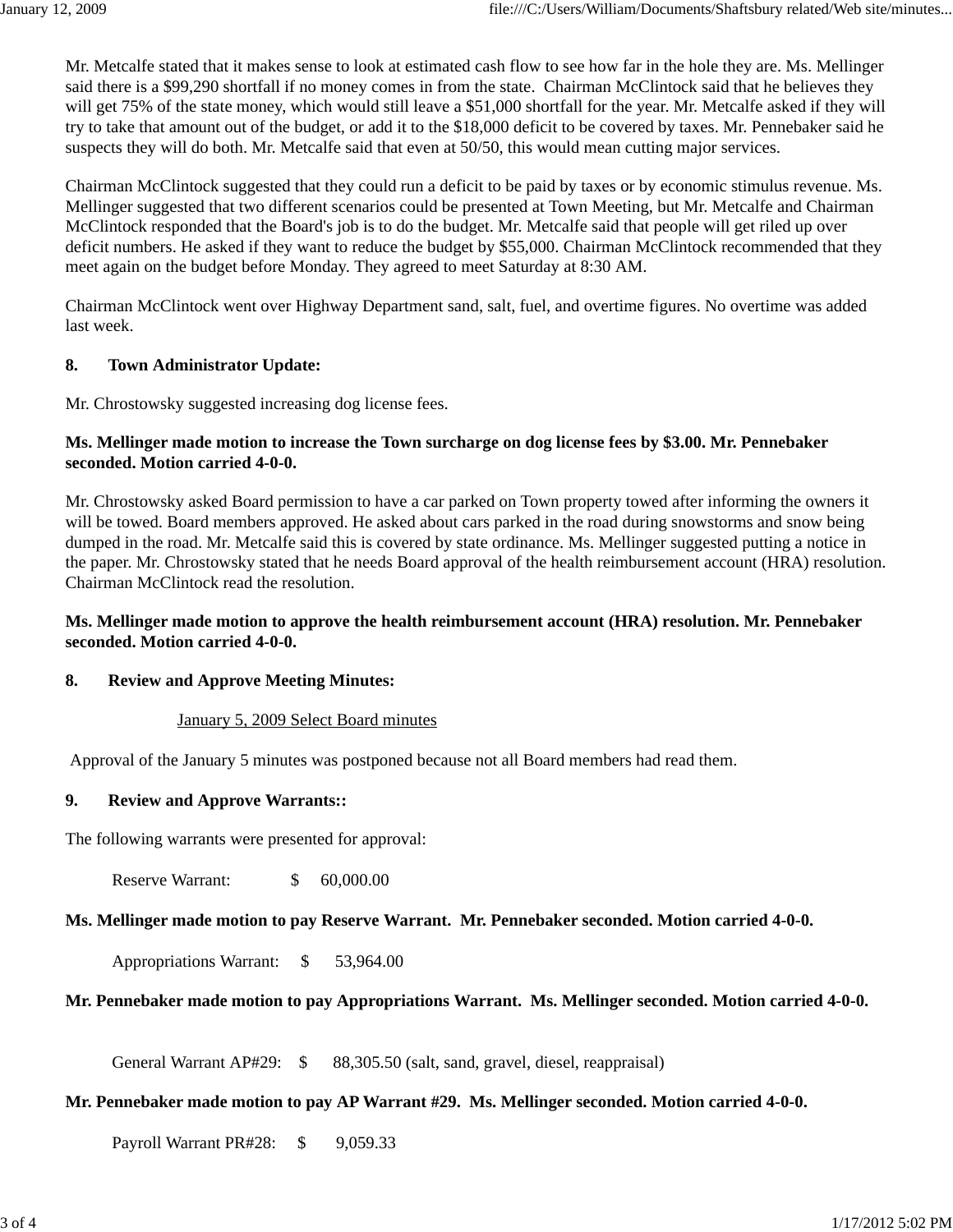Mr. Metcalfe stated that it makes sense to look at estimated cash flow to see how far in the hole they are. Ms. Mellinger said there is a $99,290 shortfall if no money comes in from the state. Chairman McClintock said that he believes they will get 75% of the state money, which would still leave a $51,000 shortfall for the year. Mr. Metcalfe asked if they will try to take that amount out of the budget, or add it to the $18,000 deficit to be covered by taxes. Mr. Pennebaker said he suspects they will do both. Mr. Metcalfe said that even at 50/50, this would mean cutting major services.

Chairman McClintock suggested that they could run a deficit to be paid by taxes or by economic stimulus revenue. Ms. Mellinger suggested that two different scenarios could be presented at Town Meeting, but Mr. Metcalfe and Chairman McClintock responded that the Board's job is to do the budget. Mr. Metcalfe said that people will get riled up over deficit numbers. He asked if they want to reduce the budget by $55,000. Chairman McClintock recommended that they meet again on the budget before Monday. They agreed to meet Saturday at 8:30 AM.

Chairman McClintock went over Highway Department sand, salt, fuel, and overtime figures. No overtime was added last week.

**8. Town Administrator Update:**

Mr. Chrostowsky suggested increasing dog license fees.

**Ms. Mellinger made motion to increase the Town surcharge on dog license fees by $3.00. Mr. Pennebaker seconded. Motion carried 4-0-0.**

Mr. Chrostowsky asked Board permission to have a car parked on Town property towed after informing the owners it will be towed. Board members approved. He asked about cars parked in the road during snowstorms and snow being dumped in the road. Mr. Metcalfe said this is covered by state ordinance. Ms. Mellinger suggested putting a notice in the paper. Mr. Chrostowsky stated that he needs Board approval of the health reimbursement account (HRA) resolution. Chairman McClintock read the resolution.

**Ms. Mellinger made motion to approve the health reimbursement account (HRA) resolution. Mr. Pennebaker seconded. Motion carried 4-0-0.**

**8. Review and Approve Meeting Minutes:**

January 5, 2009 Select Board minutes

Approval of the January 5 minutes was postponed because not all Board members had read them.

**9. Review and Approve Warrants::**

The following warrants were presented for approval:

Reserve Warrant: $ 60,000.00

**Ms. Mellinger made motion to pay Reserve Warrant. Mr. Pennebaker seconded. Motion carried 4-0-0.**

Appropriations Warrant: $ 53,964.00

**Mr. Pennebaker made motion to pay Appropriations Warrant. Ms. Mellinger seconded. Motion carried 4-0-0.**

General Warrant AP#29: $ 88,305.50 (salt, sand, gravel, diesel, reappraisal)

**Mr. Pennebaker made motion to pay AP Warrant #29. Ms. Mellinger seconded. Motion carried 4-0-0.**

Payroll Warrant PR#28: $ 9,059.33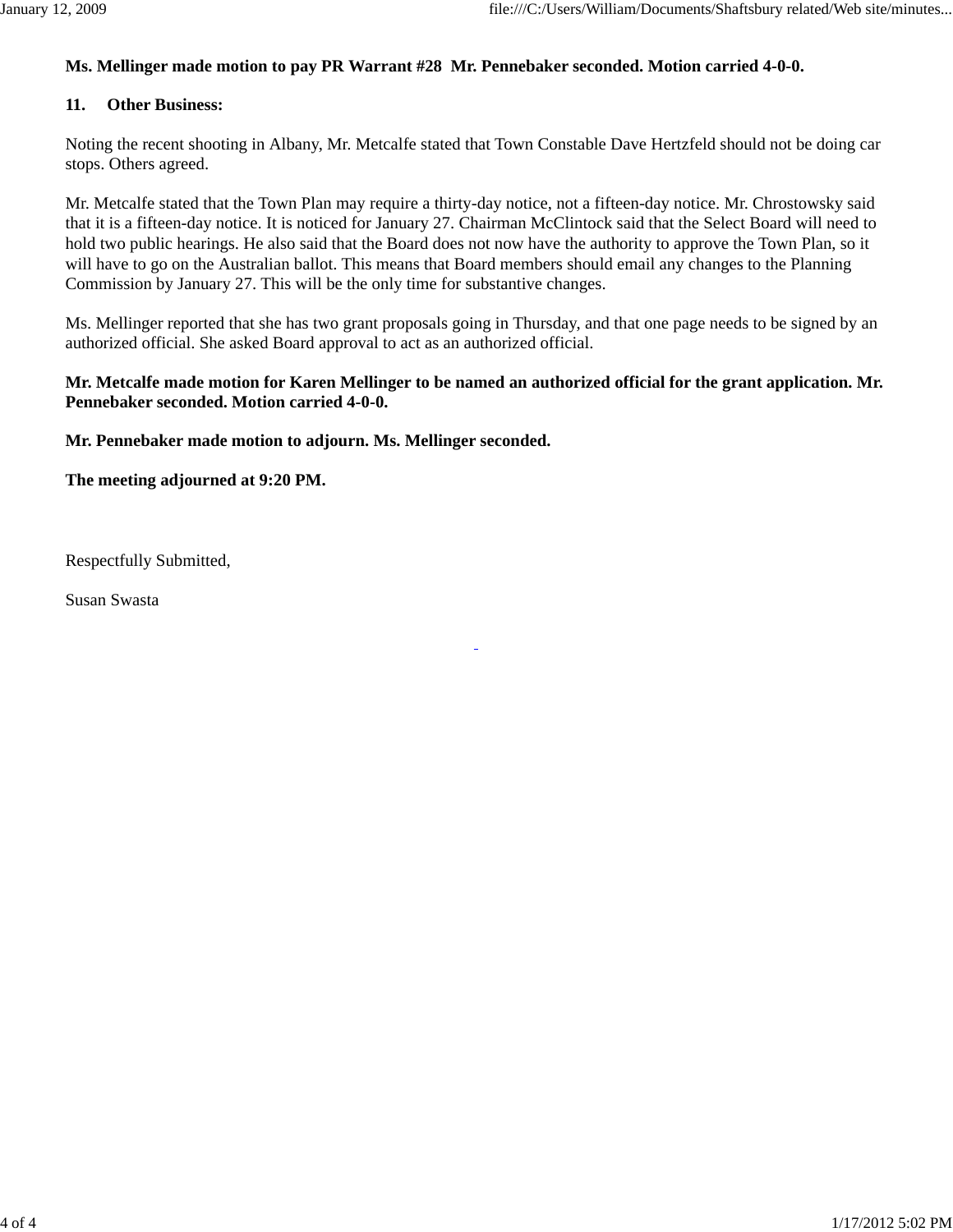**Ms. Mellinger made motion to pay PR Warrant #28 Mr. Pennebaker seconded. Motion carried 4-0-0.**

**11. Other Business:**

Noting the recent shooting in Albany, Mr. Metcalfe stated that Town Constable Dave Hertzfeld should not be doing car stops. Others agreed.

Mr. Metcalfe stated that the Town Plan may require a thirty-day notice, not a fifteen-day notice. Mr. Chrostowsky said that it is a fifteen-day notice. It is noticed for January 27. Chairman McClintock said that the Select Board will need to hold two public hearings. He also said that the Board does not now have the authority to approve the Town Plan, so it will have to go on the Australian ballot. This means that Board members should email any changes to the Planning Commission by January 27. This will be the only time for substantive changes.

Ms. Mellinger reported that she has two grant proposals going in Thursday, and that one page needs to be signed by an authorized official. She asked Board approval to act as an authorized official.

**Mr. Metcalfe made motion for Karen Mellinger to be named an authorized official for the grant application. Mr. Pennebaker seconded. Motion carried 4-0-0.**

**Mr. Pennebaker made motion to adjourn. Ms. Mellinger seconded.**

**The meeting adjourned at 9:20 PM.**

Respectfully Submitted,

Susan Swasta